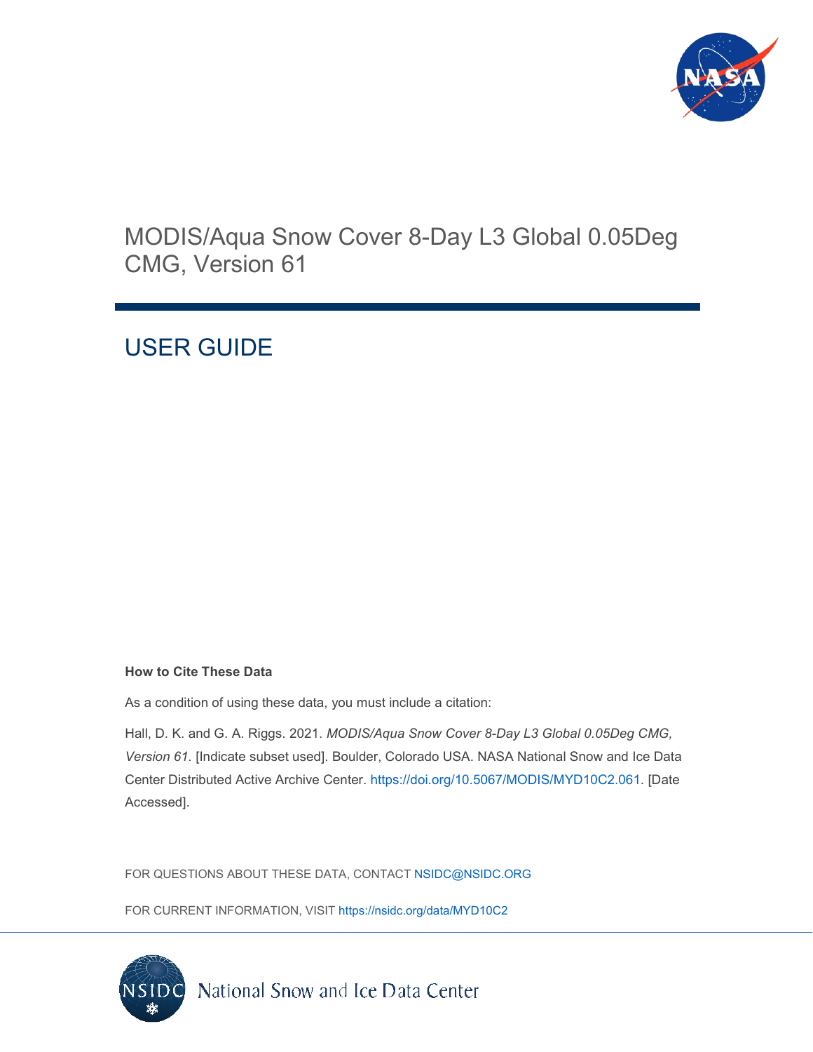# MODIS/Aqua Snow Cover 8-Day L3 Global 0.05Deg CMG, Version 61

## USER GUIDE

**How to Cite These Data**

As a condition of using these data, you must include a citation:

Hall, D. K. and G. A. Riggs. 2021. *MODIS/Aqua Snow Cover 8-Day L3 Global 0.05Deg CMG, Version 61*. [Indicate subset used]. Boulder, Colorado USA. NASA National Snow and Ice Data Center Distributed Active Archive Center. https://doi.org/10.5067/MODIS/MYD10C2.061. [Date Accessed].

FOR QUESTIONS ABOUT THESE DATA, CONTACT NSIDC@NSIDC.ORG

FOR CURRENT INFORMATION, VISIT https://nsidc.org/data/MYD10C2

National Snow and Ice Data Center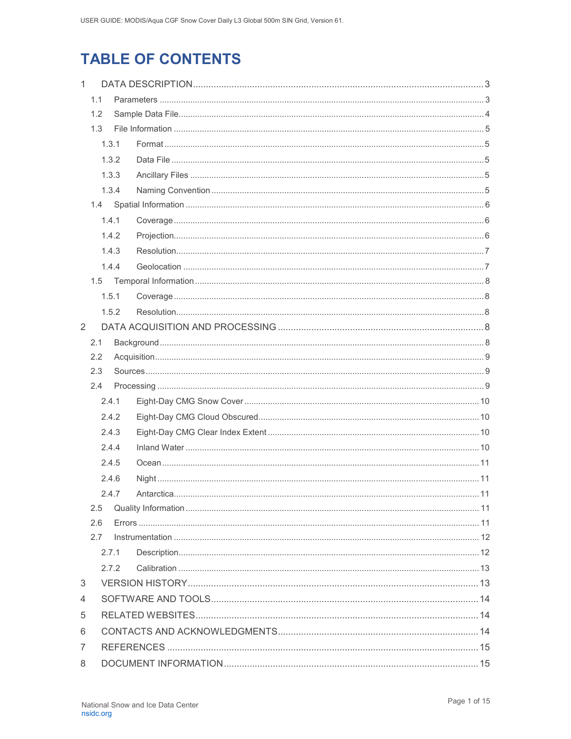# TABLE OF CONTENTS

1 DATA DESCRIPTION ........................................ 3
- 1.1 Parameters ........................................ 3
- 1.2 Sample Data File ........................................ 4
- 1.3 File Information ........................................ 5
  - 1.3.1 Format ........................................ 5
  - 1.3.2 Data File ........................................ 5
  - 1.3.3 Ancillary Files ........................................ 5
  - 1.3.4 Naming Convention ........................................ 5
- 1.4 Spatial Information ........................................ 6
  - 1.4.1 Coverage ........................................ 6
  - 1.4.2 Projection ........................................ 6
  - 1.4.3 Resolution ........................................ 7
  - 1.4.4 Geolocation ........................................ 7
- 1.5 Temporal Information ........................................ 8
  - 1.5.1 Coverage ........................................ 8
  - 1.5.2 Resolution ........................................ 8

2 DATA ACQUISITION AND PROCESSING ........................................ 8
- 2.1 Background ........................................ 8
- 2.2 Acquisition ........................................ 9
- 2.3 Sources ........................................ 9
- 2.4 Processing ........................................ 9
  - 2.4.1 Eight-Day CMG Snow Cover ........................................ 10
  - 2.4.2 Eight-Day CMG Cloud Obscured ........................................ 10
  - 2.4.3 Eight-Day CMG Clear Index Extent ........................................ 10
  - 2.4.4 Inland Water ........................................ 10
  - 2.4.5 Ocean ........................................ 11
  - 2.4.6 Night ........................................ 11
  - 2.4.7 Antarctica ........................................ 11
- 2.5 Quality Information ........................................ 11
- 2.6 Errors ........................................ 11
- 2.7 Instrumentation ........................................ 12
  - 2.7.1 Description ........................................ 12
  - 2.7.2 Calibration ........................................ 13

3 VERSION HISTORY ........................................ 13

4 SOFTWARE AND TOOLS ........................................ 14

5 RELATED WEBSITES ........................................ 14

6 CONTACTS AND ACKNOWLEDGMENTS ........................................ 14

7 REFERENCES ........................................ 15

8 DOCUMENT INFORMATION ........................................ 15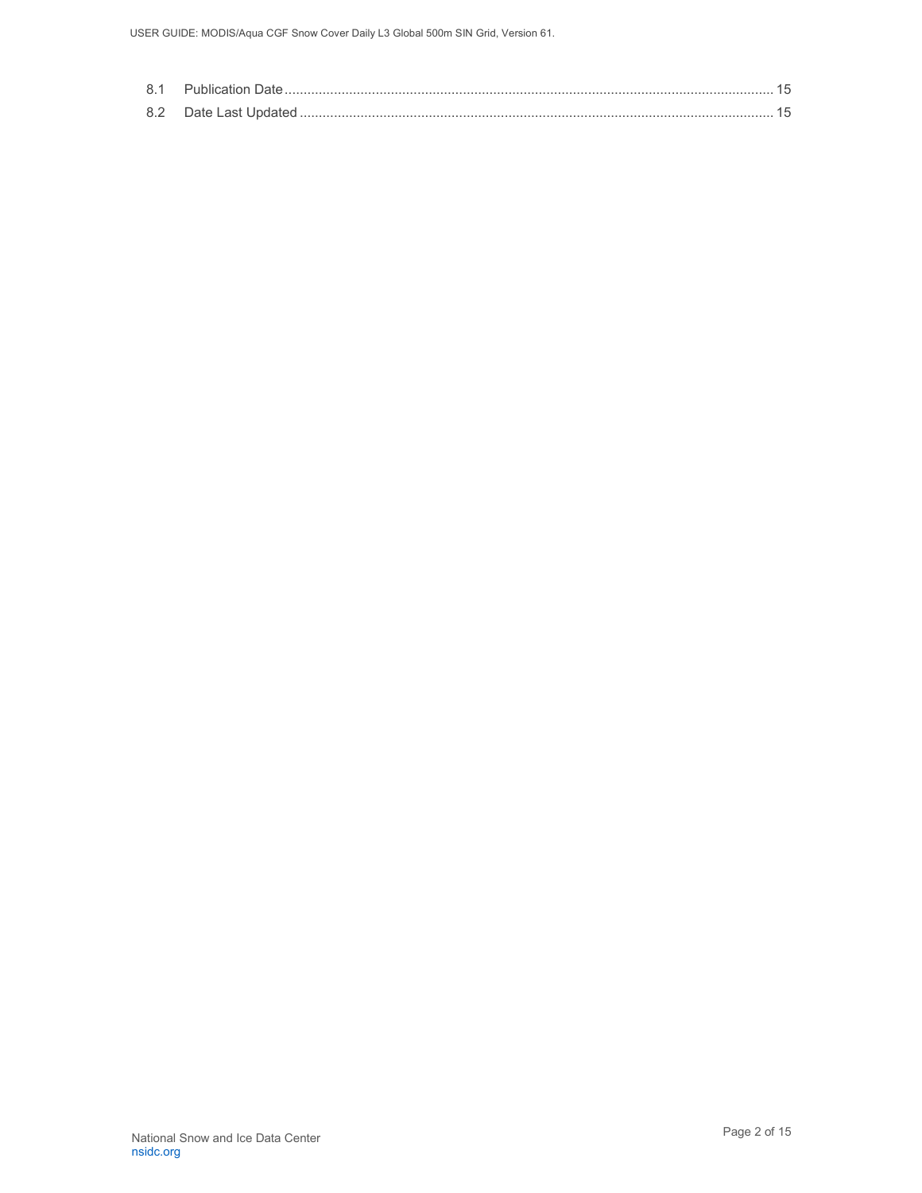8.1 Publication Date ........................................................................................................................ 15

8.2 Date Last Updated ...................................................................................................................... 15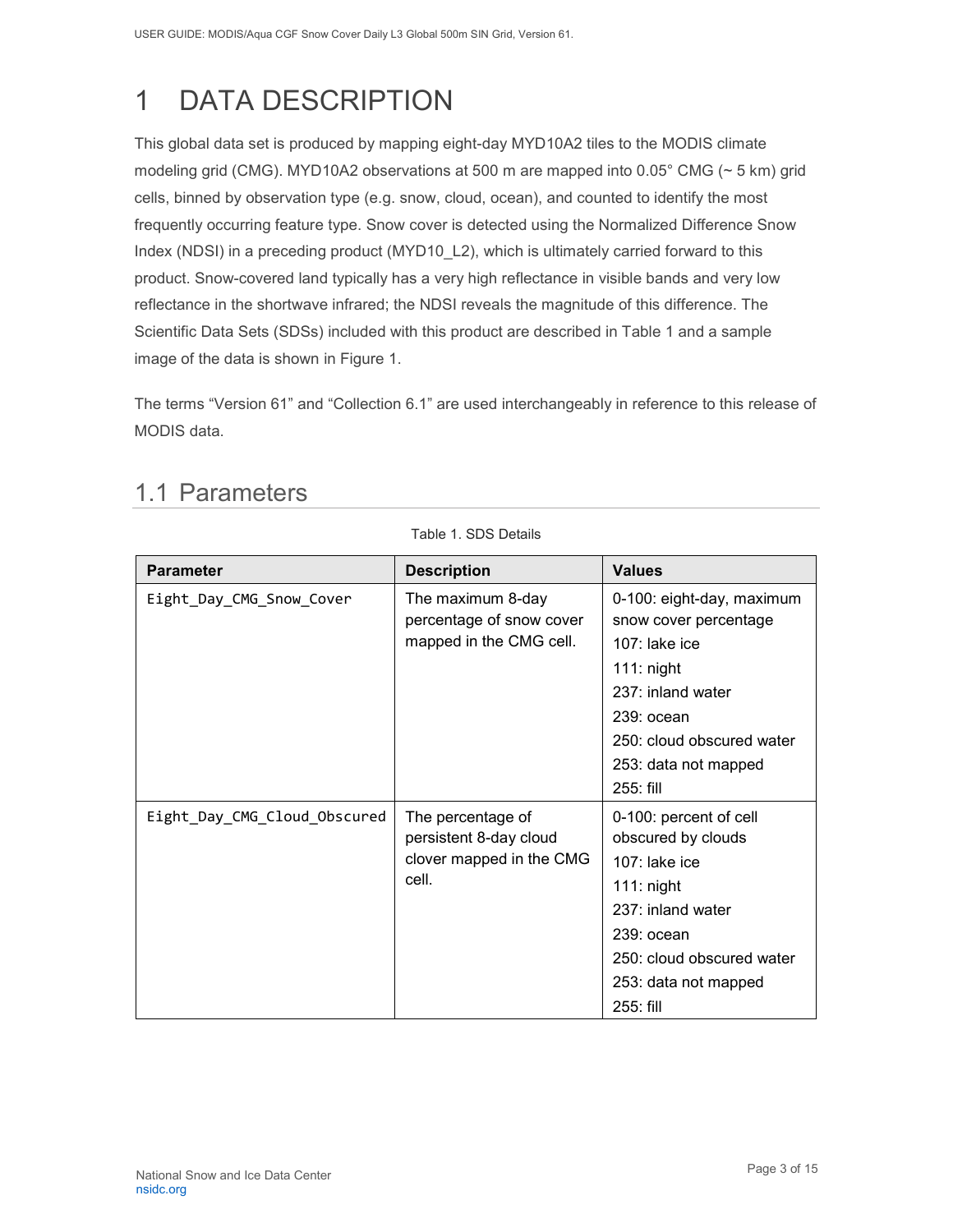# 1 DATA DESCRIPTION

This global data set is produced by mapping eight-day MYD10A2 tiles to the MODIS climate modeling grid (CMG). MYD10A2 observations at 500 m are mapped into 0.05° CMG (~ 5 km) grid cells, binned by observation type (e.g. snow, cloud, ocean), and counted to identify the most frequently occurring feature type. Snow cover is detected using the Normalized Difference Snow Index (NDSI) in a preceding product (MYD10_L2), which is ultimately carried forward to this product. Snow-covered land typically has a very high reflectance in visible bands and very low reflectance in the shortwave infrared; the NDSI reveals the magnitude of this difference. The Scientific Data Sets (SDSs) included with this product are described in Table 1 and a sample image of the data is shown in Figure 1.

The terms "Version 61" and "Collection 6.1" are used interchangeably in reference to this release of MODIS data.

## 1.1 Parameters

Table 1. SDS Details

| Parameter | Description | Values |
|---|---|---|
| `Eight_Day_CMG_Snow_Cover` | The maximum 8-day percentage of snow cover mapped in the CMG cell. | 0-100: eight-day, maximum snow cover percentage<br>107: lake ice<br>111: night<br>237: inland water<br>239: ocean<br>250: cloud obscured water<br>253: data not mapped<br>255: fill |
| `Eight_Day_CMG_Cloud_Obscured` | The percentage of persistent 8-day cloud clover mapped in the CMG cell. | 0-100: percent of cell obscured by clouds<br>107: lake ice<br>111: night<br>237: inland water<br>239: ocean<br>250: cloud obscured water<br>253: data not mapped<br>255: fill |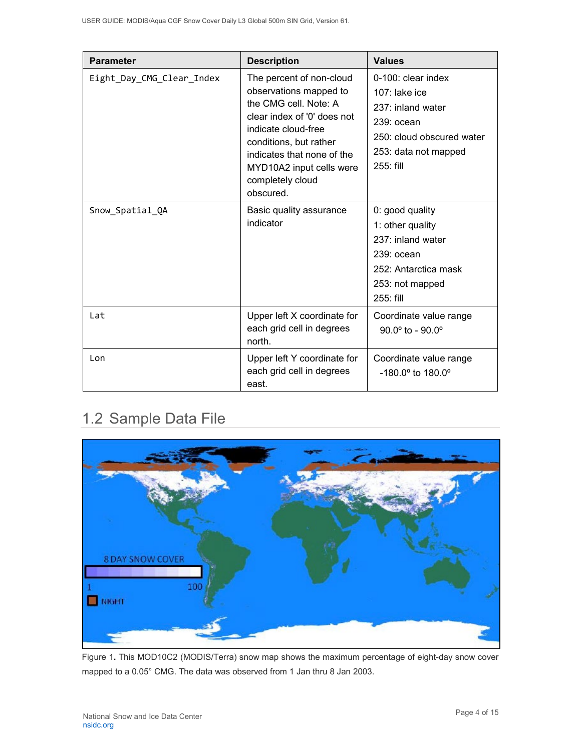| Parameter | Description | Values |
|---|---|---|
| `Eight_Day_CMG_Clear_Index` | The percent of non-cloud observations mapped to the CMG cell. Note: A clear index of '0' does not indicate cloud-free conditions, but rather indicates that none of the MYD10A2 input cells were completely cloud obscured. | 0-100: clear index<br>107: lake ice<br>237: inland water<br>239: ocean<br>250: cloud obscured water<br>253: data not mapped<br>255: fill |
| `Snow_Spatial_QA` | Basic quality assurance indicator | 0: good quality<br>1: other quality<br>237: inland water<br>239: ocean<br>252: Antarctica mask<br>253: not mapped<br>255: fill |
| `Lat` | Upper left X coordinate for each grid cell in degrees north. | Coordinate value range 90.0° to - 90.0° |
| `Lon` | Upper left Y coordinate for each grid cell in degrees east. | Coordinate value range -180.0º to 180.0º |

## 1.2 Sample Data File

Figure 1. This MOD10C2 (MODIS/Terra) snow map shows the maximum percentage of eight-day snow cover mapped to a 0.05° CMG. The data was observed from 1 Jan thru 8 Jan 2003.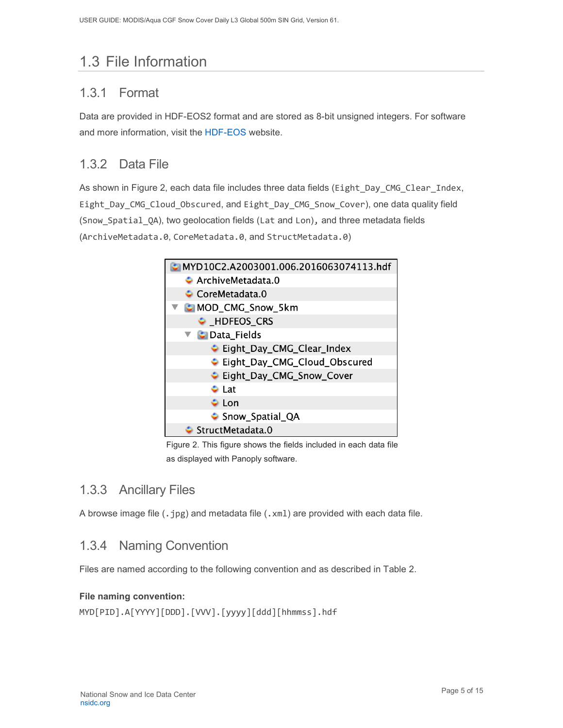## 1.3 File Information

### 1.3.1 Format

Data are provided in HDF-EOS2 format and are stored as 8-bit unsigned integers. For software and more information, visit the HDF-EOS website.

### 1.3.2 Data File

As shown in Figure 2, each data file includes three data fields (`Eight_Day_CMG_Clear_Index`, `Eight_Day_CMG_Cloud_Obscured`, and `Eight_Day_CMG_Snow_Cover`), one data quality field (`Snow_Spatial_QA`), two geolocation fields (`Lat` and `Lon`), and three metadata fields (`ArchiveMetadata.0`, `CoreMetadata.0`, and `StructMetadata.0`)

```
MYD10C2.A2003001.006.2016063074113.hdf
    ArchiveMetadata.0
    CoreMetadata.0
    MOD_CMG_Snow_5km
        _HDFEOS_CRS
        Data_Fields
            Eight_Day_CMG_Clear_Index
            Eight_Day_CMG_Cloud_Obscured
            Eight_Day_CMG_Snow_Cover
            Lat
            Lon
            Snow_Spatial_QA
    StructMetadata.0
```

Figure 2. This figure shows the fields included in each data file as displayed with Panoply software.

### 1.3.3 Ancillary Files

A browse image file (`.jpg`) and metadata file (`.xml`) are provided with each data file.

### 1.3.4 Naming Convention

Files are named according to the following convention and as described in Table 2.

**File naming convention:**

```
MYD[PID].A[YYYY][DDD].[VVV].[yyyy][ddd][hhmmss].hdf
```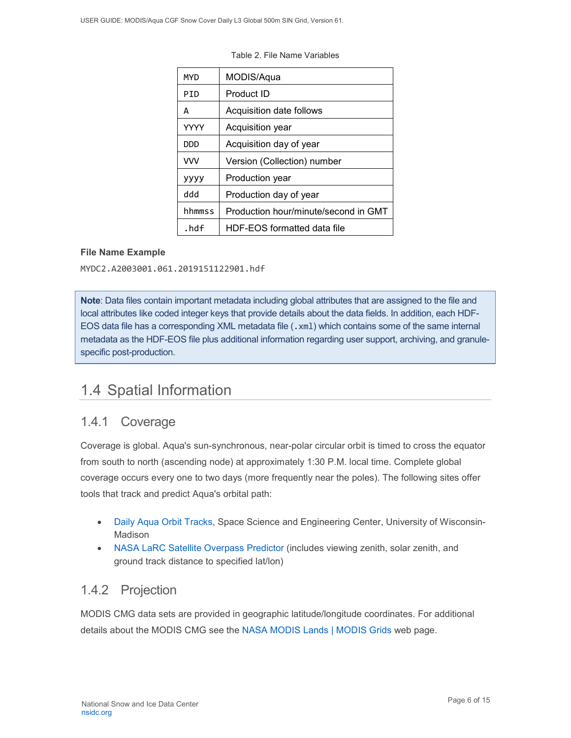Table 2. File Name Variables

| | |
|---|---|
| MYD | MODIS/Aqua |
| PID | Product ID |
| A | Acquisition date follows |
| YYYY | Acquisition year |
| DDD | Acquisition day of year |
| VVV | Version (Collection) number |
| yyyy | Production year |
| ddd | Production day of year |
| hhmmss | Production hour/minute/second in GMT |
| .hdf | HDF-EOS formatted data file |

**File Name Example**

MYDC2.A2003001.061.2019151122901.hdf

> **Note**: Data files contain important metadata including global attributes that are assigned to the file and local attributes like coded integer keys that provide details about the data fields. In addition, each HDF-EOS data file has a corresponding XML metadata file (.xml) which contains some of the same internal metadata as the HDF-EOS file plus additional information regarding user support, archiving, and granule-specific post-production.

## 1.4 Spatial Information

### 1.4.1 Coverage

Coverage is global. Aqua's sun-synchronous, near-polar circular orbit is timed to cross the equator from south to north (ascending node) at approximately 1:30 P.M. local time. Complete global coverage occurs every one to two days (more frequently near the poles). The following sites offer tools that track and predict Aqua's orbital path:

- Daily Aqua Orbit Tracks, Space Science and Engineering Center, University of Wisconsin-Madison
- NASA LaRC Satellite Overpass Predictor (includes viewing zenith, solar zenith, and ground track distance to specified lat/lon)

### 1.4.2 Projection

MODIS CMG data sets are provided in geographic latitude/longitude coordinates. For additional details about the MODIS CMG see the NASA MODIS Lands | MODIS Grids web page.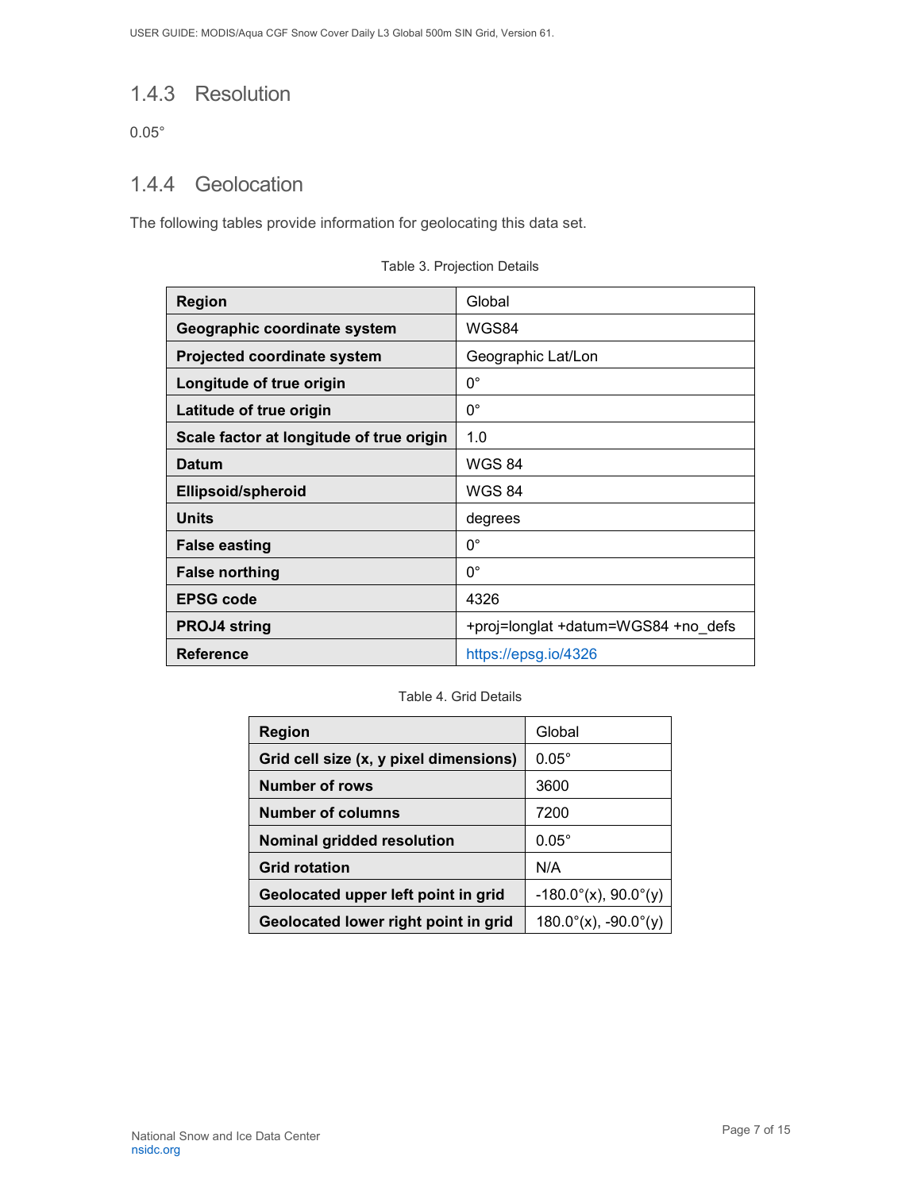### 1.4.3 Resolution

0.05°

### 1.4.4 Geolocation

The following tables provide information for geolocating this data set.

Table 3. Projection Details

| **Region** | Global |
|---|---|
| **Geographic coordinate system** | WGS84 |
| **Projected coordinate system** | Geographic Lat/Lon |
| **Longitude of true origin** | 0° |
| **Latitude of true origin** | 0° |
| **Scale factor at longitude of true origin** | 1.0 |
| **Datum** | WGS 84 |
| **Ellipsoid/spheroid** | WGS 84 |
| **Units** | degrees |
| **False easting** | 0° |
| **False northing** | 0° |
| **EPSG code** | 4326 |
| **PROJ4 string** | +proj=longlat +datum=WGS84 +no_defs |
| **Reference** | https://epsg.io/4326 |

Table 4. Grid Details

| **Region** | Global |
|---|---|
| **Grid cell size (x, y pixel dimensions)** | 0.05° |
| **Number of rows** | 3600 |
| **Number of columns** | 7200 |
| **Nominal gridded resolution** | 0.05° |
| **Grid rotation** | N/A |
| **Geolocated upper left point in grid** | -180.0°(x), 90.0°(y) |
| **Geolocated lower right point in grid** | 180.0°(x), -90.0°(y) |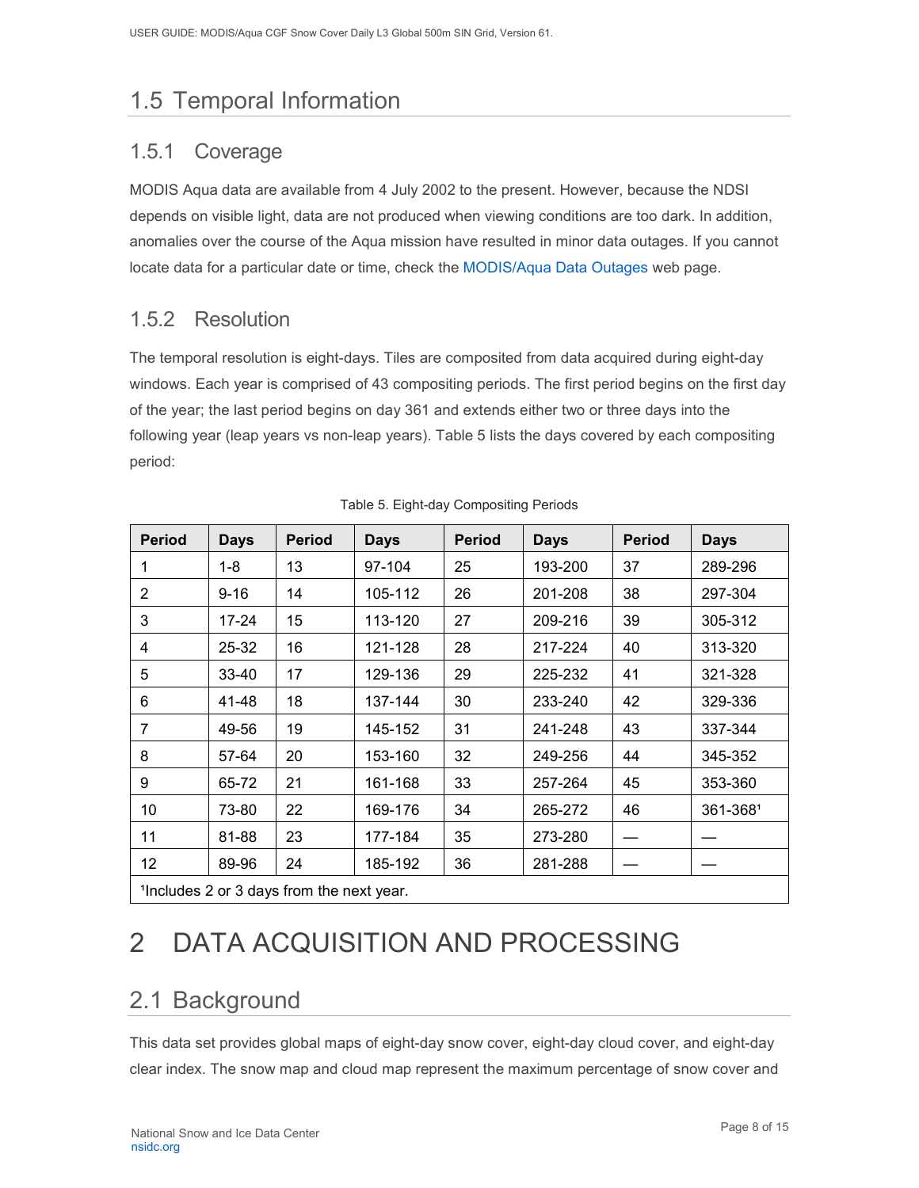## 1.5 Temporal Information

### 1.5.1 Coverage

MODIS Aqua data are available from 4 July 2002 to the present. However, because the NDSI depends on visible light, data are not produced when viewing conditions are too dark. In addition, anomalies over the course of the Aqua mission have resulted in minor data outages. If you cannot locate data for a particular date or time, check the MODIS/Aqua Data Outages web page.

### 1.5.2 Resolution

The temporal resolution is eight-days. Tiles are composited from data acquired during eight-day windows. Each year is comprised of 43 compositing periods. The first period begins on the first day of the year; the last period begins on day 361 and extends either two or three days into the following year (leap years vs non-leap years). Table 5 lists the days covered by each compositing period:

Table 5. Eight-day Compositing Periods

| Period | Days | Period | Days | Period | Days | Period | Days |
|---|---|---|---|---|---|---|---|
| 1 | 1-8 | 13 | 97-104 | 25 | 193-200 | 37 | 289-296 |
| 2 | 9-16 | 14 | 105-112 | 26 | 201-208 | 38 | 297-304 |
| 3 | 17-24 | 15 | 113-120 | 27 | 209-216 | 39 | 305-312 |
| 4 | 25-32 | 16 | 121-128 | 28 | 217-224 | 40 | 313-320 |
| 5 | 33-40 | 17 | 129-136 | 29 | 225-232 | 41 | 321-328 |
| 6 | 41-48 | 18 | 137-144 | 30 | 233-240 | 42 | 329-336 |
| 7 | 49-56 | 19 | 145-152 | 31 | 241-248 | 43 | 337-344 |
| 8 | 57-64 | 20 | 153-160 | 32 | 249-256 | 44 | 345-352 |
| 9 | 65-72 | 21 | 161-168 | 33 | 257-264 | 45 | 353-360 |
| 10 | 73-80 | 22 | 169-176 | 34 | 265-272 | 46 | 361-368[1] |
| 11 | 81-88 | 23 | 177-184 | 35 | 273-280 | — | — |
| 12 | 89-96 | 24 | 185-192 | 36 | 281-288 | — | — |

[1]Includes 2 or 3 days from the next year.

# 2 DATA ACQUISITION AND PROCESSING

## 2.1 Background

This data set provides global maps of eight-day snow cover, eight-day cloud cover, and eight-day clear index. The snow map and cloud map represent the maximum percentage of snow cover and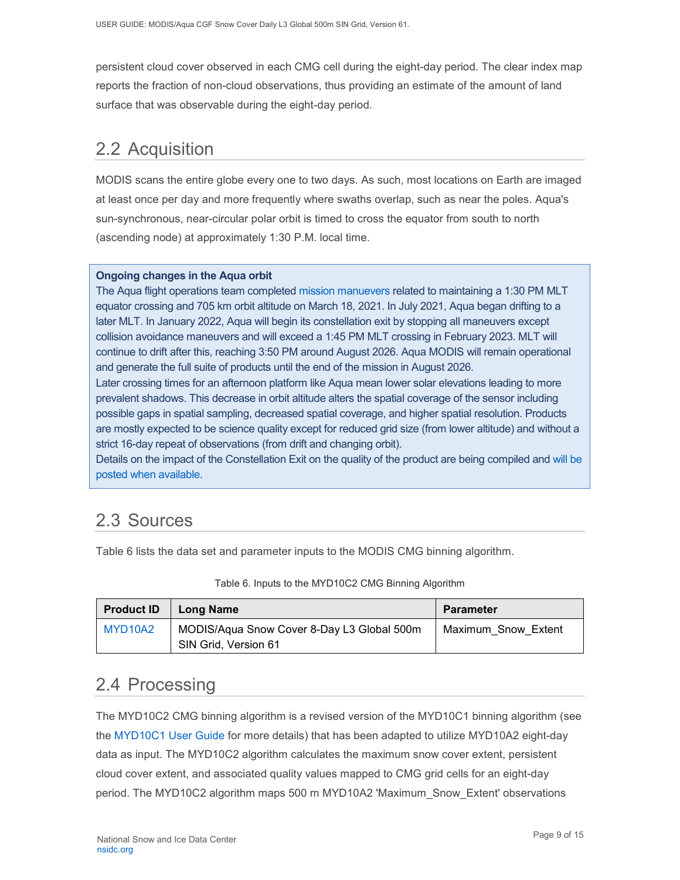persistent cloud cover observed in each CMG cell during the eight-day period. The clear index map reports the fraction of non-cloud observations, thus providing an estimate of the amount of land surface that was observable during the eight-day period.

## 2.2 Acquisition

MODIS scans the entire globe every one to two days. As such, most locations on Earth are imaged at least once per day and more frequently where swaths overlap, such as near the poles. Aqua's sun-synchronous, near-circular polar orbit is timed to cross the equator from south to north (ascending node) at approximately 1:30 P.M. local time.

> **Ongoing changes in the Aqua orbit**
> The Aqua flight operations team completed mission manuevers related to maintaining a 1:30 PM MLT equator crossing and 705 km orbit altitude on March 18, 2021. In July 2021, Aqua began drifting to a later MLT. In January 2022, Aqua will begin its constellation exit by stopping all maneuvers except collision avoidance maneuvers and will exceed a 1:45 PM MLT crossing in February 2023. MLT will continue to drift after this, reaching 3:50 PM around August 2026. Aqua MODIS will remain operational and generate the full suite of products until the end of the mission in August 2026.
> Later crossing times for an afternoon platform like Aqua mean lower solar elevations leading to more prevalent shadows. This decrease in orbit altitude alters the spatial coverage of the sensor including possible gaps in spatial sampling, decreased spatial coverage, and higher spatial resolution. Products are mostly expected to be science quality except for reduced grid size (from lower altitude) and without a strict 16-day repeat of observations (from drift and changing orbit).
> Details on the impact of the Constellation Exit on the quality of the product are being compiled and will be posted when available.

## 2.3 Sources

Table 6 lists the data set and parameter inputs to the MODIS CMG binning algorithm.

Table 6. Inputs to the MYD10C2 CMG Binning Algorithm

| Product ID | Long Name | Parameter |
| --- | --- | --- |
| MYD10A2 | MODIS/Aqua Snow Cover 8-Day L3 Global 500m SIN Grid, Version 61 | Maximum_Snow_Extent |

## 2.4 Processing

The MYD10C2 CMG binning algorithm is a revised version of the MYD10C1 binning algorithm (see the MYD10C1 User Guide for more details) that has been adapted to utilize MYD10A2 eight-day data as input. The MYD10C2 algorithm calculates the maximum snow cover extent, persistent cloud cover extent, and associated quality values mapped to CMG grid cells for an eight-day period. The MYD10C2 algorithm maps 500 m MYD10A2 'Maximum_Snow_Extent' observations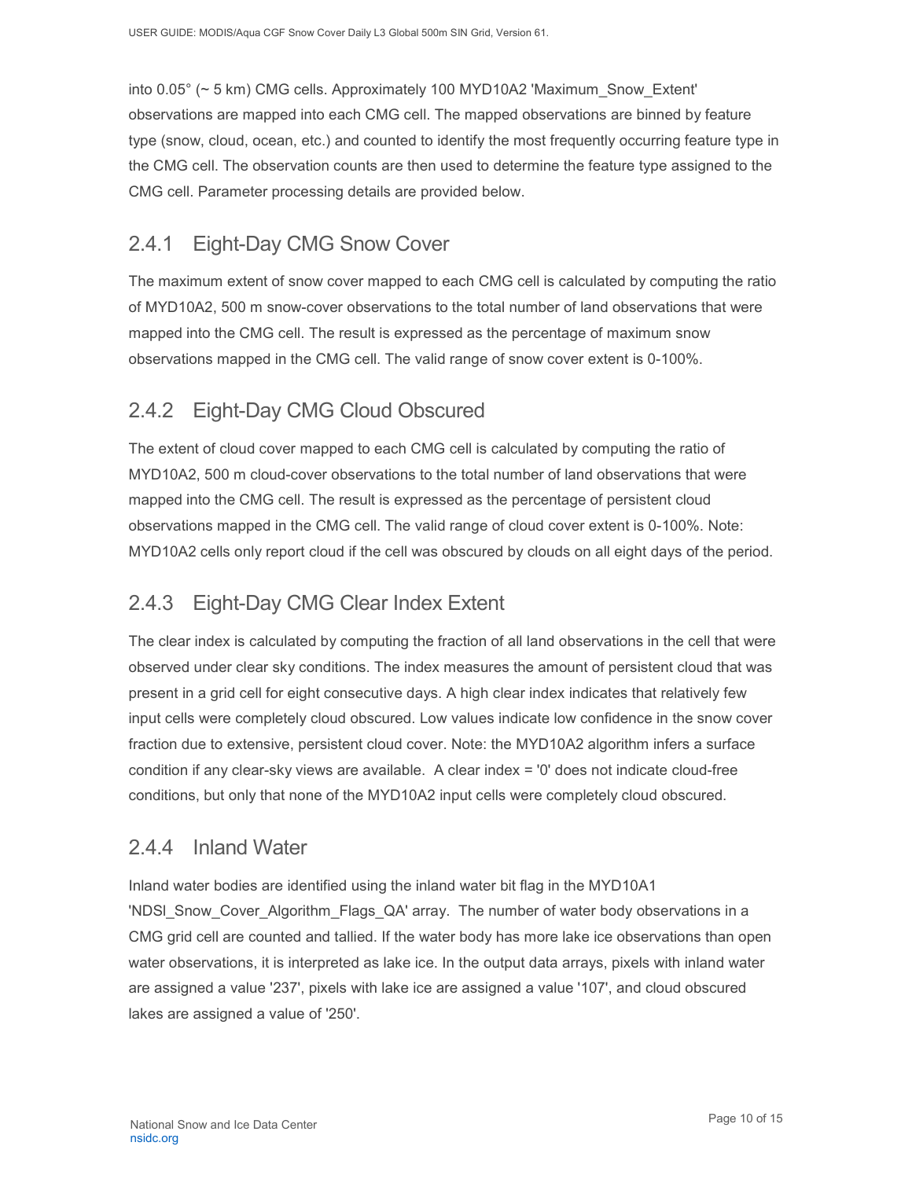into 0.05° (~ 5 km) CMG cells. Approximately 100 MYD10A2 'Maximum_Snow_Extent' observations are mapped into each CMG cell. The mapped observations are binned by feature type (snow, cloud, ocean, etc.) and counted to identify the most frequently occurring feature type in the CMG cell. The observation counts are then used to determine the feature type assigned to the CMG cell. Parameter processing details are provided below.

### 2.4.1 Eight-Day CMG Snow Cover

The maximum extent of snow cover mapped to each CMG cell is calculated by computing the ratio of MYD10A2, 500 m snow-cover observations to the total number of land observations that were mapped into the CMG cell. The result is expressed as the percentage of maximum snow observations mapped in the CMG cell. The valid range of snow cover extent is 0-100%.

### 2.4.2 Eight-Day CMG Cloud Obscured

The extent of cloud cover mapped to each CMG cell is calculated by computing the ratio of MYD10A2, 500 m cloud-cover observations to the total number of land observations that were mapped into the CMG cell. The result is expressed as the percentage of persistent cloud observations mapped in the CMG cell. The valid range of cloud cover extent is 0-100%. Note: MYD10A2 cells only report cloud if the cell was obscured by clouds on all eight days of the period.

### 2.4.3 Eight-Day CMG Clear Index Extent

The clear index is calculated by computing the fraction of all land observations in the cell that were observed under clear sky conditions. The index measures the amount of persistent cloud that was present in a grid cell for eight consecutive days. A high clear index indicates that relatively few input cells were completely cloud obscured. Low values indicate low confidence in the snow cover fraction due to extensive, persistent cloud cover. Note: the MYD10A2 algorithm infers a surface condition if any clear-sky views are available. A clear index = '0' does not indicate cloud-free conditions, but only that none of the MYD10A2 input cells were completely cloud obscured.

### 2.4.4 Inland Water

Inland water bodies are identified using the inland water bit flag in the MYD10A1 'NDSI_Snow_Cover_Algorithm_Flags_QA' array. The number of water body observations in a CMG grid cell are counted and tallied. If the water body has more lake ice observations than open water observations, it is interpreted as lake ice. In the output data arrays, pixels with inland water are assigned a value '237', pixels with lake ice are assigned a value '107', and cloud obscured lakes are assigned a value of '250'.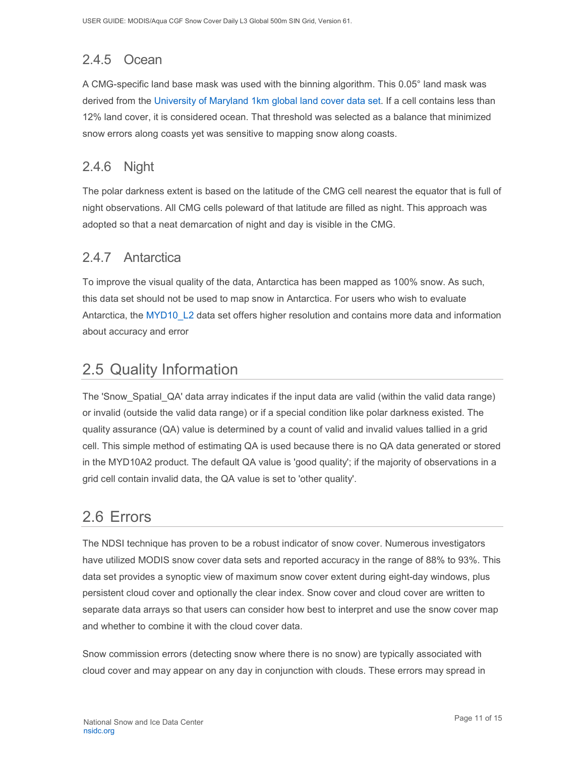### 2.4.5 Ocean

A CMG-specific land base mask was used with the binning algorithm. This 0.05° land mask was derived from the University of Maryland 1km global land cover data set. If a cell contains less than 12% land cover, it is considered ocean. That threshold was selected as a balance that minimized snow errors along coasts yet was sensitive to mapping snow along coasts.

### 2.4.6 Night

The polar darkness extent is based on the latitude of the CMG cell nearest the equator that is full of night observations. All CMG cells poleward of that latitude are filled as night. This approach was adopted so that a neat demarcation of night and day is visible in the CMG.

### 2.4.7 Antarctica

To improve the visual quality of the data, Antarctica has been mapped as 100% snow. As such, this data set should not be used to map snow in Antarctica. For users who wish to evaluate Antarctica, the MYD10_L2 data set offers higher resolution and contains more data and information about accuracy and error

## 2.5 Quality Information

The 'Snow_Spatial_QA' data array indicates if the input data are valid (within the valid data range) or invalid (outside the valid data range) or if a special condition like polar darkness existed. The quality assurance (QA) value is determined by a count of valid and invalid values tallied in a grid cell. This simple method of estimating QA is used because there is no QA data generated or stored in the MYD10A2 product. The default QA value is 'good quality'; if the majority of observations in a grid cell contain invalid data, the QA value is set to 'other quality'.

## 2.6 Errors

The NDSI technique has proven to be a robust indicator of snow cover. Numerous investigators have utilized MODIS snow cover data sets and reported accuracy in the range of 88% to 93%. This data set provides a synoptic view of maximum snow cover extent during eight-day windows, plus persistent cloud cover and optionally the clear index. Snow cover and cloud cover are written to separate data arrays so that users can consider how best to interpret and use the snow cover map and whether to combine it with the cloud cover data.

Snow commission errors (detecting snow where there is no snow) are typically associated with cloud cover and may appear on any day in conjunction with clouds. These errors may spread in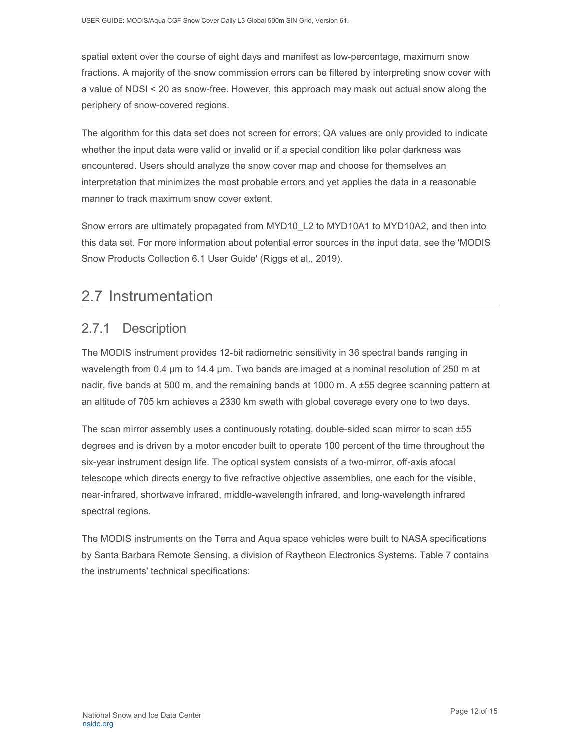spatial extent over the course of eight days and manifest as low-percentage, maximum snow fractions. A majority of the snow commission errors can be filtered by interpreting snow cover with a value of NDSI < 20 as snow-free. However, this approach may mask out actual snow along the periphery of snow-covered regions.

The algorithm for this data set does not screen for errors; QA values are only provided to indicate whether the input data were valid or invalid or if a special condition like polar darkness was encountered. Users should analyze the snow cover map and choose for themselves an interpretation that minimizes the most probable errors and yet applies the data in a reasonable manner to track maximum snow cover extent.

Snow errors are ultimately propagated from MYD10_L2 to MYD10A1 to MYD10A2, and then into this data set. For more information about potential error sources in the input data, see the 'MODIS Snow Products Collection 6.1 User Guide' (Riggs et al., 2019).

## 2.7 Instrumentation

### 2.7.1 Description

The MODIS instrument provides 12-bit radiometric sensitivity in 36 spectral bands ranging in wavelength from 0.4 µm to 14.4 µm. Two bands are imaged at a nominal resolution of 250 m at nadir, five bands at 500 m, and the remaining bands at 1000 m. A ±55 degree scanning pattern at an altitude of 705 km achieves a 2330 km swath with global coverage every one to two days.

The scan mirror assembly uses a continuously rotating, double-sided scan mirror to scan ±55 degrees and is driven by a motor encoder built to operate 100 percent of the time throughout the six-year instrument design life. The optical system consists of a two-mirror, off-axis afocal telescope which directs energy to five refractive objective assemblies, one each for the visible, near-infrared, shortwave infrared, middle-wavelength infrared, and long-wavelength infrared spectral regions.

The MODIS instruments on the Terra and Aqua space vehicles were built to NASA specifications by Santa Barbara Remote Sensing, a division of Raytheon Electronics Systems. Table 7 contains the instruments' technical specifications: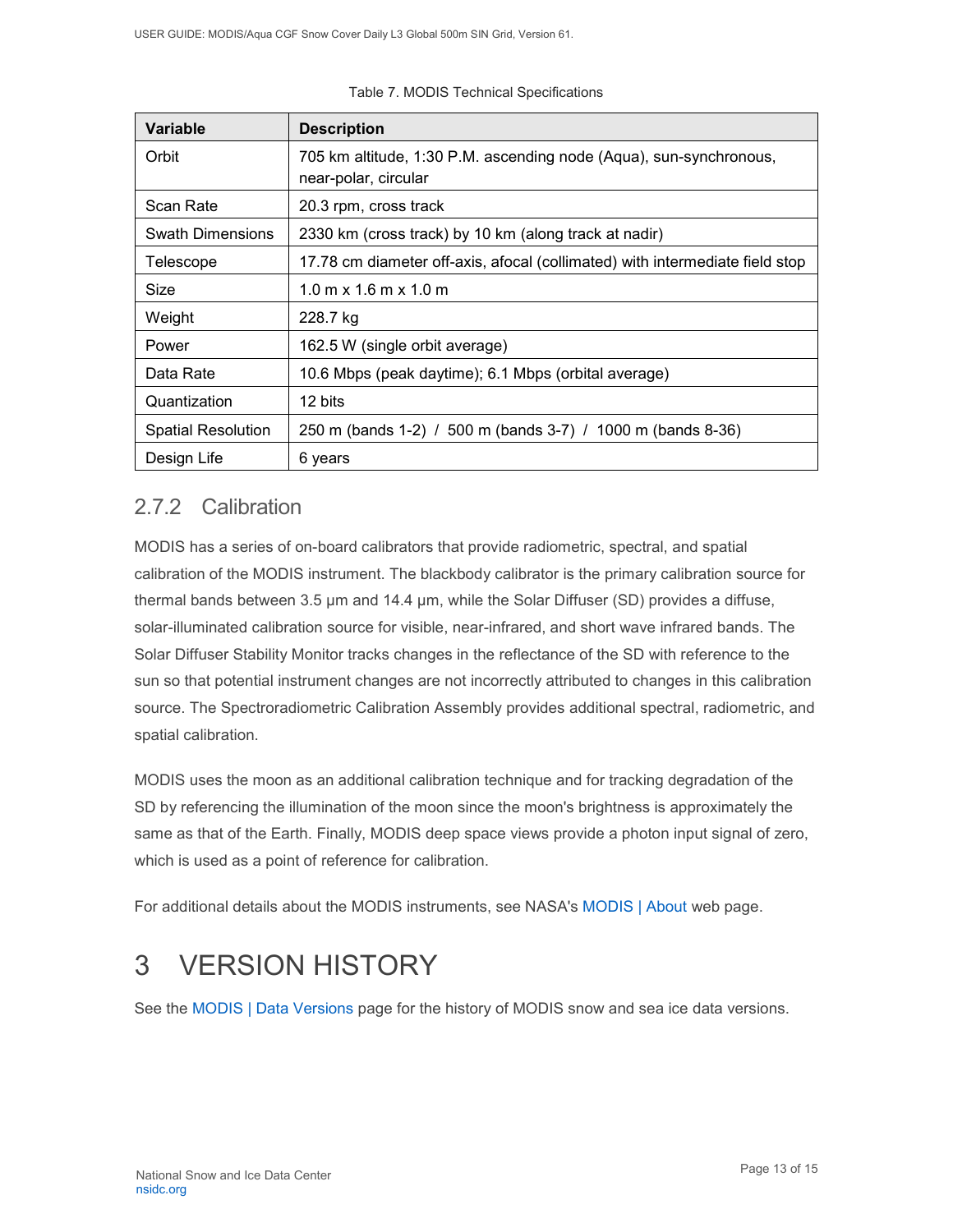Table 7. MODIS Technical Specifications

| Variable | Description |
| --- | --- |
| Orbit | 705 km altitude, 1:30 P.M. ascending node (Aqua), sun-synchronous, near-polar, circular |
| Scan Rate | 20.3 rpm, cross track |
| Swath Dimensions | 2330 km (cross track) by 10 km (along track at nadir) |
| Telescope | 17.78 cm diameter off-axis, afocal (collimated) with intermediate field stop |
| Size | 1.0 m x 1.6 m x 1.0 m |
| Weight | 228.7 kg |
| Power | 162.5 W (single orbit average) |
| Data Rate | 10.6 Mbps (peak daytime); 6.1 Mbps (orbital average) |
| Quantization | 12 bits |
| Spatial Resolution | 250 m (bands 1-2) / 500 m (bands 3-7) / 1000 m (bands 8-36) |
| Design Life | 6 years |

### 2.7.2 Calibration

MODIS has a series of on-board calibrators that provide radiometric, spectral, and spatial calibration of the MODIS instrument. The blackbody calibrator is the primary calibration source for thermal bands between 3.5 µm and 14.4 µm, while the Solar Diffuser (SD) provides a diffuse, solar-illuminated calibration source for visible, near-infrared, and short wave infrared bands. The Solar Diffuser Stability Monitor tracks changes in the reflectance of the SD with reference to the sun so that potential instrument changes are not incorrectly attributed to changes in this calibration source. The Spectroradiometric Calibration Assembly provides additional spectral, radiometric, and spatial calibration.

MODIS uses the moon as an additional calibration technique and for tracking degradation of the SD by referencing the illumination of the moon since the moon's brightness is approximately the same as that of the Earth. Finally, MODIS deep space views provide a photon input signal of zero, which is used as a point of reference for calibration.

For additional details about the MODIS instruments, see NASA's MODIS | About web page.

# 3 VERSION HISTORY

See the MODIS | Data Versions page for the history of MODIS snow and sea ice data versions.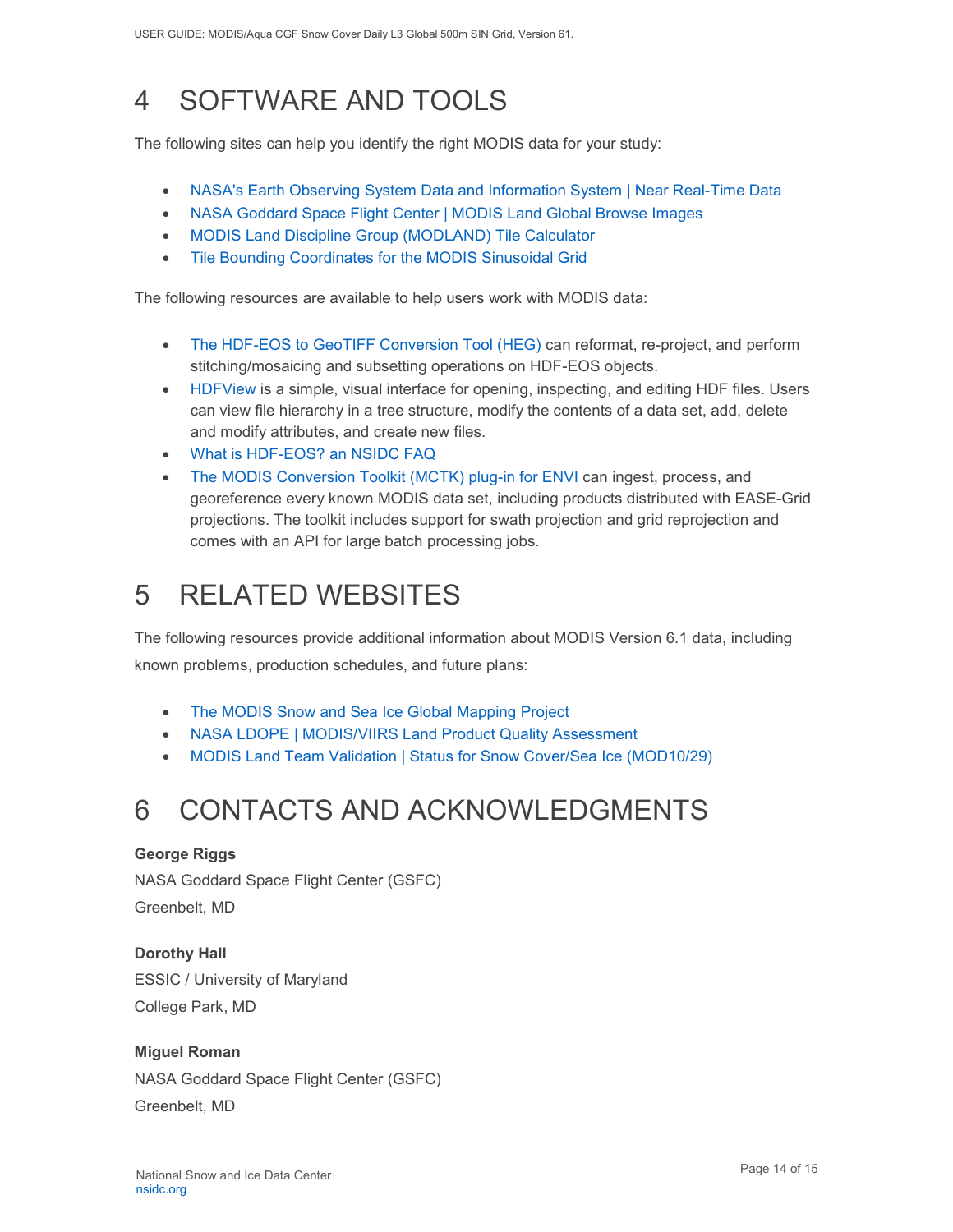# 4 SOFTWARE AND TOOLS

The following sites can help you identify the right MODIS data for your study:

- NASA's Earth Observing System Data and Information System | Near Real-Time Data
- NASA Goddard Space Flight Center | MODIS Land Global Browse Images
- MODIS Land Discipline Group (MODLAND) Tile Calculator
- Tile Bounding Coordinates for the MODIS Sinusoidal Grid

The following resources are available to help users work with MODIS data:

- The HDF-EOS to GeoTIFF Conversion Tool (HEG) can reformat, re-project, and perform stitching/mosaicing and subsetting operations on HDF-EOS objects.
- HDFView is a simple, visual interface for opening, inspecting, and editing HDF files. Users can view file hierarchy in a tree structure, modify the contents of a data set, add, delete and modify attributes, and create new files.
- What is HDF-EOS? an NSIDC FAQ
- The MODIS Conversion Toolkit (MCTK) plug-in for ENVI can ingest, process, and georeference every known MODIS data set, including products distributed with EASE-Grid projections. The toolkit includes support for swath projection and grid reprojection and comes with an API for large batch processing jobs.

# 5 RELATED WEBSITES

The following resources provide additional information about MODIS Version 6.1 data, including known problems, production schedules, and future plans:

- The MODIS Snow and Sea Ice Global Mapping Project
- NASA LDOPE | MODIS/VIIRS Land Product Quality Assessment
- MODIS Land Team Validation | Status for Snow Cover/Sea Ice (MOD10/29)

# 6 CONTACTS AND ACKNOWLEDGMENTS

**George Riggs**
NASA Goddard Space Flight Center (GSFC)
Greenbelt, MD

**Dorothy Hall**
ESSIC / University of Maryland
College Park, MD

**Miguel Roman**
NASA Goddard Space Flight Center (GSFC)
Greenbelt, MD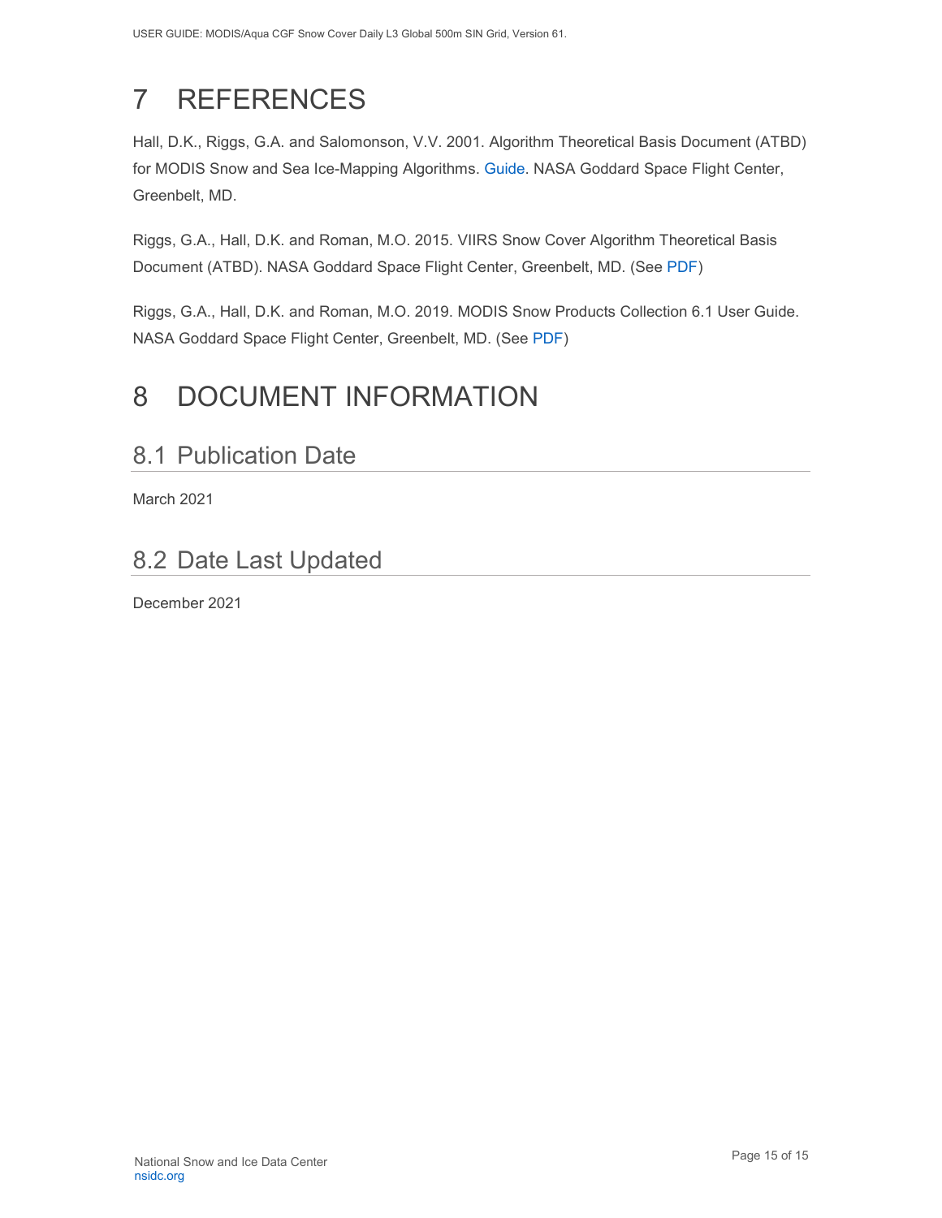# 7 REFERENCES

Hall, D.K., Riggs, G.A. and Salomonson, V.V. 2001. Algorithm Theoretical Basis Document (ATBD) for MODIS Snow and Sea Ice-Mapping Algorithms. Guide. NASA Goddard Space Flight Center, Greenbelt, MD.

Riggs, G.A., Hall, D.K. and Roman, M.O. 2015. VIIRS Snow Cover Algorithm Theoretical Basis Document (ATBD). NASA Goddard Space Flight Center, Greenbelt, MD. (See PDF)

Riggs, G.A., Hall, D.K. and Roman, M.O. 2019. MODIS Snow Products Collection 6.1 User Guide. NASA Goddard Space Flight Center, Greenbelt, MD. (See PDF)

# 8 DOCUMENT INFORMATION

## 8.1 Publication Date

March 2021

## 8.2 Date Last Updated

December 2021